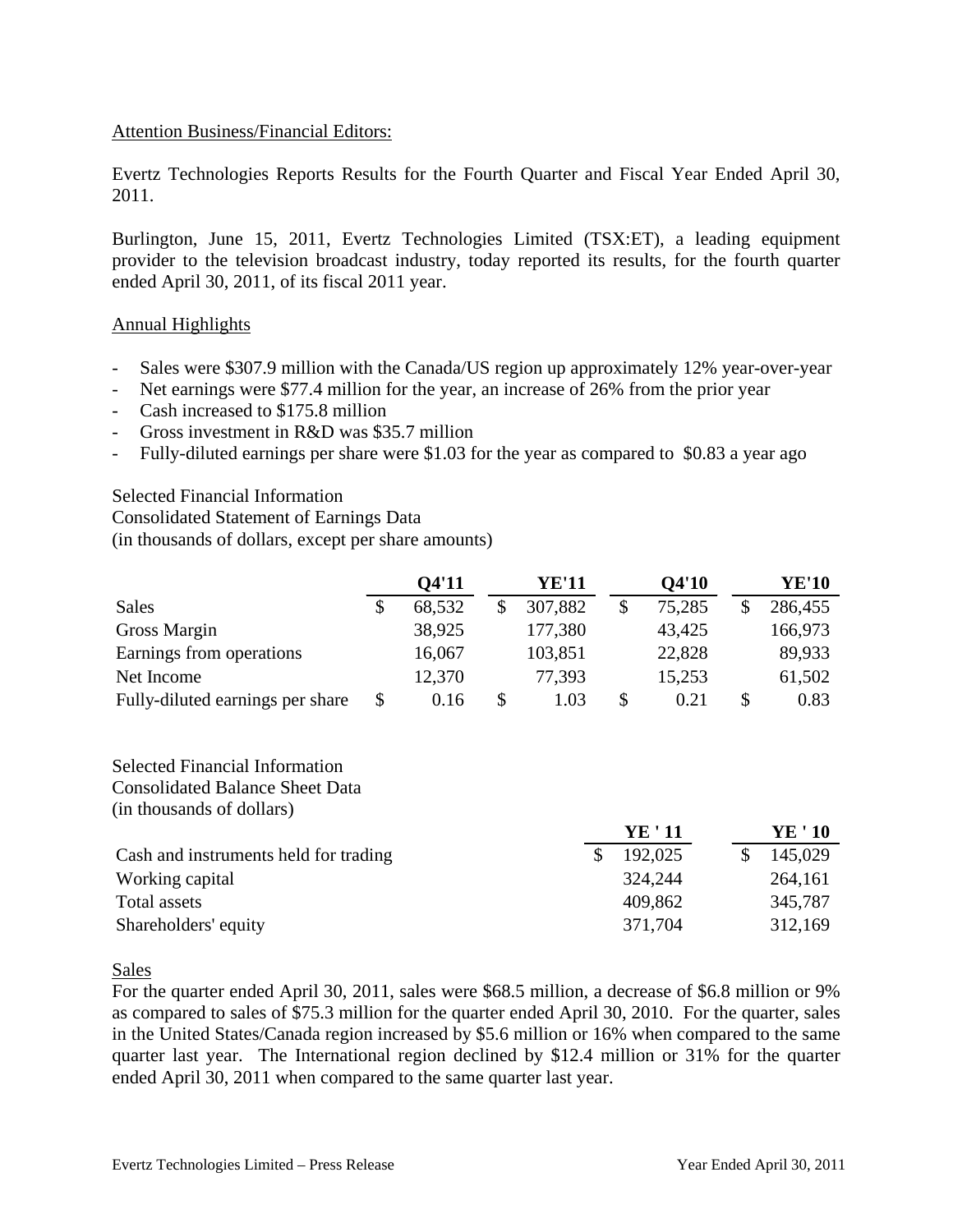Attention Business/Financial Editors:

Evertz Technologies Reports Results for the Fourth Quarter and Fiscal Year Ended April 30, 2011.

Burlington, June 15, 2011, Evertz Technologies Limited (TSX:ET), a leading equipment provider to the television broadcast industry, today reported its results, for the fourth quarter ended April 30, 2011, of its fiscal 2011 year.

## Annual Highlights

- Sales were $307.9 million with the Canada/US region up approximately 12% year-over-year
- Net earnings were $77.4 million for the year, an increase of 26% from the prior year
- Cash increased to $175.8 million
- Gross investment in R&D was $35.7 million
- Fully-diluted earnings per share were $1.03 for the year as compared to $0.83 a year ago

Selected Financial Information
Consolidated Statement of Earnings Data
(in thousands of dollars, except per share amounts)

| | Q4'11 | YE'11 | Q4'10 | YE'10 |
|---|---|---|---|---|
| Sales | $ 68,532 | $ 307,882 | $ 75,285 | $ 286,455 |
| Gross Margin | 38,925 | 177,380 | 43,425 | 166,973 |
| Earnings from operations | 16,067 | 103,851 | 22,828 | 89,933 |
| Net Income | 12,370 | 77,393 | 15,253 | 61,502 |
| Fully-diluted earnings per share | $ 0.16 | $ 1.03 | $ 0.21 | $ 0.83 |

Selected Financial Information
Consolidated Balance Sheet Data
(in thousands of dollars)

| | YE ' 11 | YE ' 10 |
|---|---|---|
| Cash and instruments held for trading | $ 192,025 | $ 145,029 |
| Working capital | 324,244 | 264,161 |
| Total assets | 409,862 | 345,787 |
| Shareholders' equity | 371,704 | 312,169 |

## Sales

For the quarter ended April 30, 2011, sales were $68.5 million, a decrease of $6.8 million or 9% as compared to sales of $75.3 million for the quarter ended April 30, 2010. For the quarter, sales in the United States/Canada region increased by $5.6 million or 16% when compared to the same quarter last year. The International region declined by $12.4 million or 31% for the quarter ended April 30, 2011 when compared to the same quarter last year.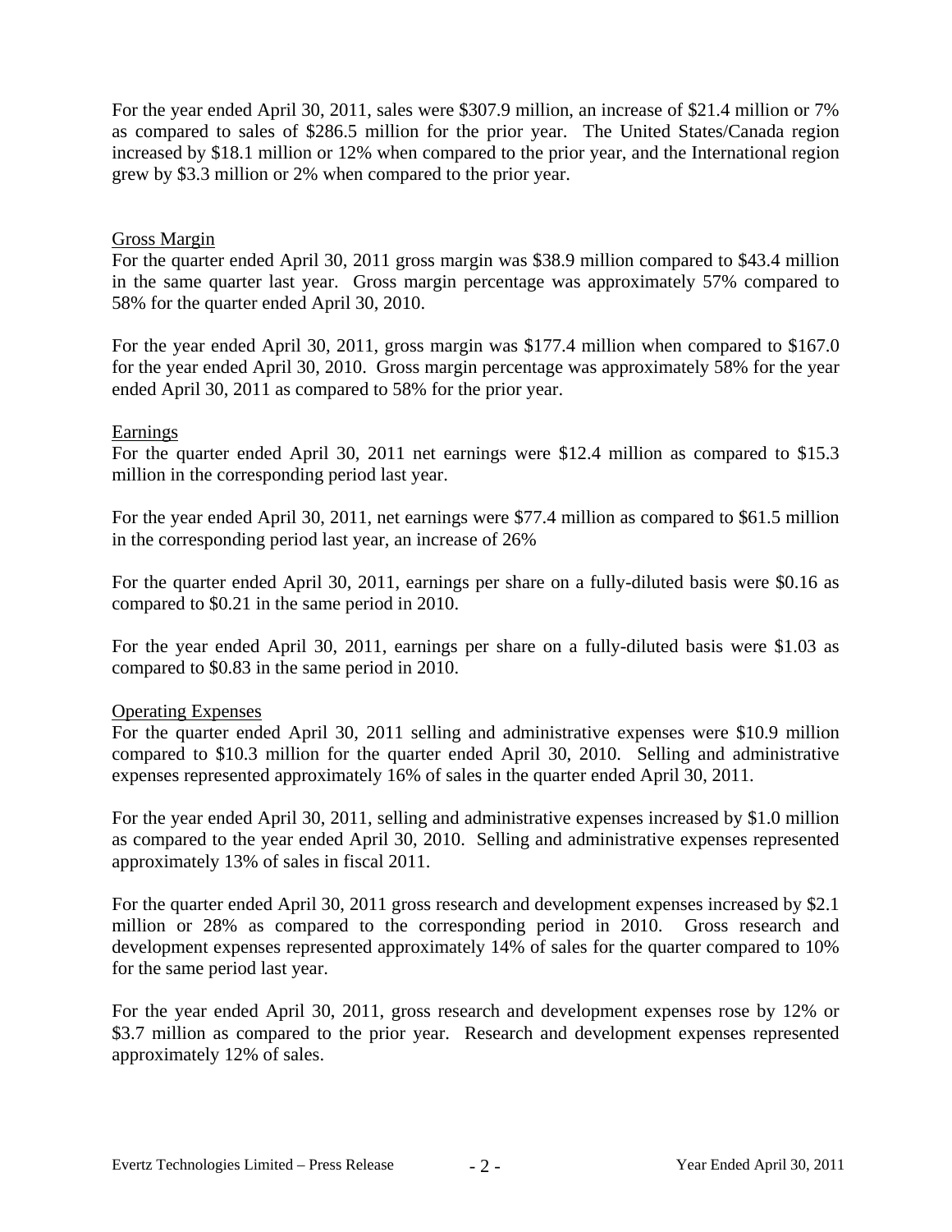For the year ended April 30, 2011, sales were $307.9 million, an increase of $21.4 million or 7% as compared to sales of $286.5 million for the prior year. The United States/Canada region increased by $18.1 million or 12% when compared to the prior year, and the International region grew by $3.3 million or 2% when compared to the prior year.

<u>Gross Margin</u>

For the quarter ended April 30, 2011 gross margin was $38.9 million compared to $43.4 million in the same quarter last year. Gross margin percentage was approximately 57% compared to 58% for the quarter ended April 30, 2010.

For the year ended April 30, 2011, gross margin was $177.4 million when compared to $167.0 for the year ended April 30, 2010. Gross margin percentage was approximately 58% for the year ended April 30, 2011 as compared to 58% for the prior year.

<u>Earnings</u>

For the quarter ended April 30, 2011 net earnings were $12.4 million as compared to $15.3 million in the corresponding period last year.

For the year ended April 30, 2011, net earnings were $77.4 million as compared to $61.5 million in the corresponding period last year, an increase of 26%

For the quarter ended April 30, 2011, earnings per share on a fully-diluted basis were $0.16 as compared to $0.21 in the same period in 2010.

For the year ended April 30, 2011, earnings per share on a fully-diluted basis were $1.03 as compared to $0.83 in the same period in 2010.

<u>Operating Expenses</u>

For the quarter ended April 30, 2011 selling and administrative expenses were $10.9 million compared to $10.3 million for the quarter ended April 30, 2010. Selling and administrative expenses represented approximately 16% of sales in the quarter ended April 30, 2011.

For the year ended April 30, 2011, selling and administrative expenses increased by $1.0 million as compared to the year ended April 30, 2010. Selling and administrative expenses represented approximately 13% of sales in fiscal 2011.

For the quarter ended April 30, 2011 gross research and development expenses increased by $2.1 million or 28% as compared to the corresponding period in 2010. Gross research and development expenses represented approximately 14% of sales for the quarter compared to 10% for the same period last year.

For the year ended April 30, 2011, gross research and development expenses rose by 12% or $3.7 million as compared to the prior year. Research and development expenses represented approximately 12% of sales.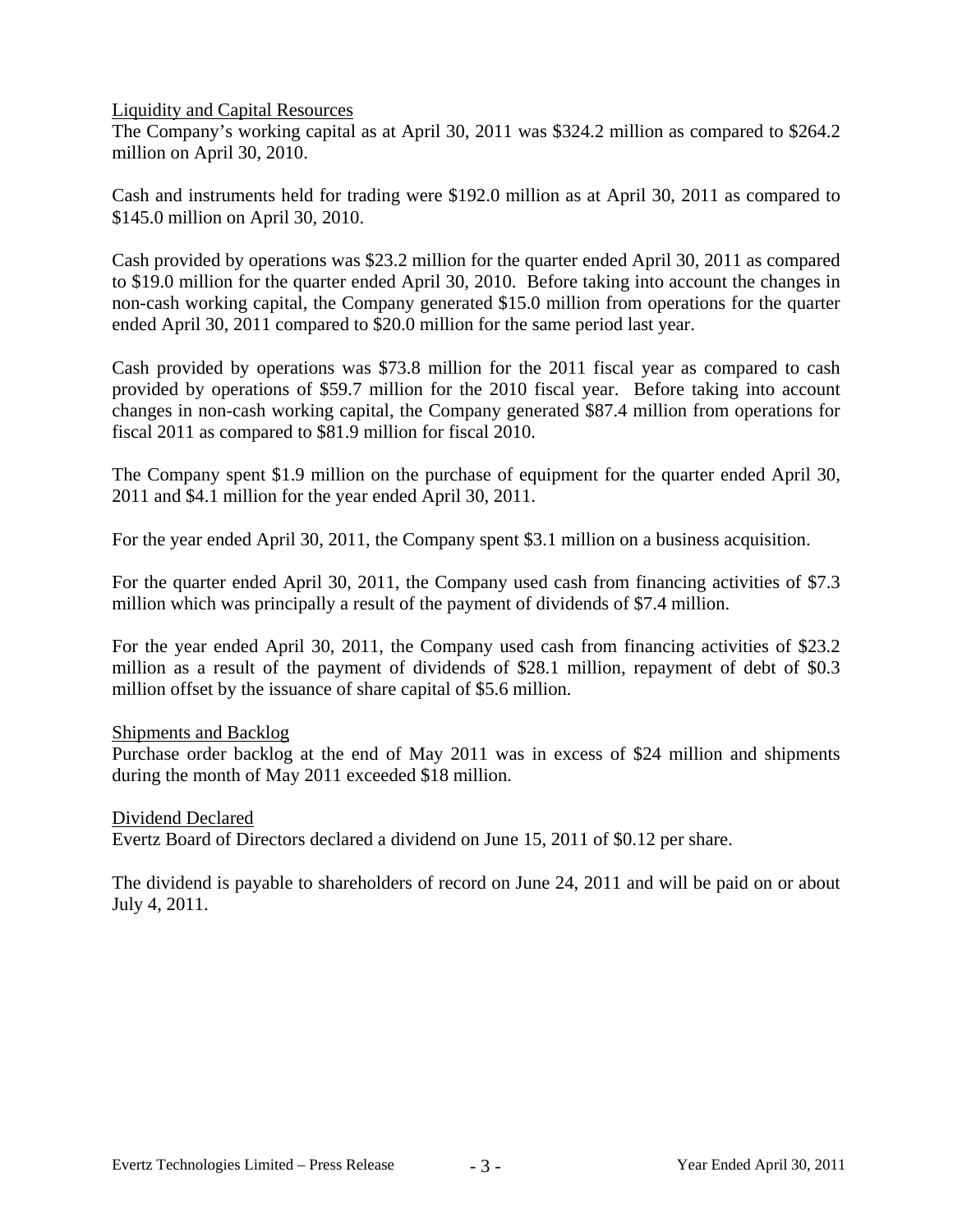## Liquidity and Capital Resources

The Company's working capital as at April 30, 2011 was $324.2 million as compared to $264.2 million on April 30, 2010.

Cash and instruments held for trading were $192.0 million as at April 30, 2011 as compared to $145.0 million on April 30, 2010.

Cash provided by operations was $23.2 million for the quarter ended April 30, 2011 as compared to $19.0 million for the quarter ended April 30, 2010. Before taking into account the changes in non-cash working capital, the Company generated $15.0 million from operations for the quarter ended April 30, 2011 compared to $20.0 million for the same period last year.

Cash provided by operations was $73.8 million for the 2011 fiscal year as compared to cash provided by operations of $59.7 million for the 2010 fiscal year. Before taking into account changes in non-cash working capital, the Company generated $87.4 million from operations for fiscal 2011 as compared to $81.9 million for fiscal 2010.

The Company spent $1.9 million on the purchase of equipment for the quarter ended April 30, 2011 and $4.1 million for the year ended April 30, 2011.

For the year ended April 30, 2011, the Company spent $3.1 million on a business acquisition.

For the quarter ended April 30, 2011, the Company used cash from financing activities of $7.3 million which was principally a result of the payment of dividends of $7.4 million.

For the year ended April 30, 2011, the Company used cash from financing activities of $23.2 million as a result of the payment of dividends of $28.1 million, repayment of debt of $0.3 million offset by the issuance of share capital of $5.6 million.

## Shipments and Backlog

Purchase order backlog at the end of May 2011 was in excess of $24 million and shipments during the month of May 2011 exceeded $18 million.

## Dividend Declared

Evertz Board of Directors declared a dividend on June 15, 2011 of $0.12 per share.

The dividend is payable to shareholders of record on June 24, 2011 and will be paid on or about July 4, 2011.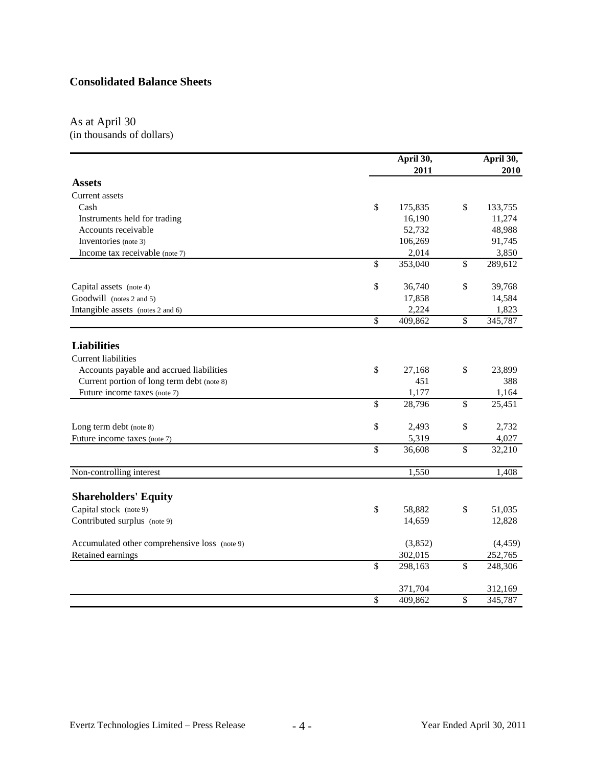## Consolidated Balance Sheets

As at April 30
(in thousands of dollars)

| | April 30, 2011 | April 30, 2010 |
|---|---|---|
| **Assets** | | |
| Current assets | | |
| Cash | $ 175,835 | $ 133,755 |
| Instruments held for trading | 16,190 | 11,274 |
| Accounts receivable | 52,732 | 48,988 |
| Inventories (note 3) | 106,269 | 91,745 |
| Income tax receivable (note 7) | 2,014 | 3,850 |
| | $ 353,040 | $ 289,612 |
| Capital assets (note 4) | $ 36,740 | $ 39,768 |
| Goodwill (notes 2 and 5) | 17,858 | 14,584 |
| Intangible assets (notes 2 and 6) | 2,224 | 1,823 |
| | $ 409,862 | $ 345,787 |
| **Liabilities** | | |
| Current liabilities | | |
| Accounts payable and accrued liabilities | $ 27,168 | $ 23,899 |
| Current portion of long term debt (note 8) | 451 | 388 |
| Future income taxes (note 7) | 1,177 | 1,164 |
| | $ 28,796 | $ 25,451 |
| Long term debt (note 8) | $ 2,493 | $ 2,732 |
| Future income taxes (note 7) | 5,319 | 4,027 |
| | $ 36,608 | $ 32,210 |
| Non-controlling interest | 1,550 | 1,408 |
| **Shareholders' Equity** | | |
| Capital stock (note 9) | $ 58,882 | $ 51,035 |
| Contributed surplus (note 9) | 14,659 | 12,828 |
| Accumulated other comprehensive loss (note 9) | (3,852) | (4,459) |
| Retained earnings | 302,015 | 252,765 |
| | $ 298,163 | $ 248,306 |
| | 371,704 | 312,169 |
| | $ 409,862 | $ 345,787 |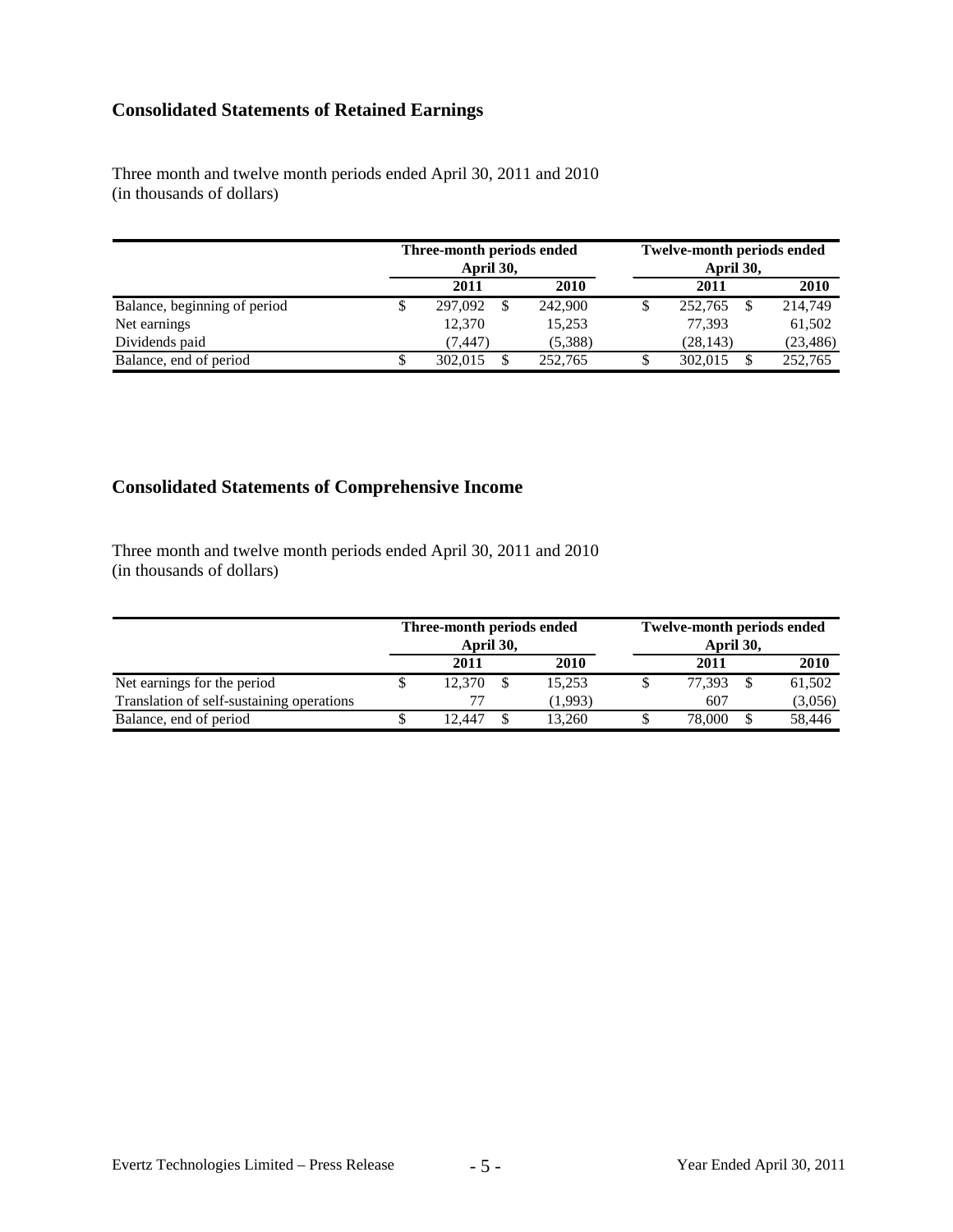## Consolidated Statements of Retained Earnings

Three month and twelve month periods ended April 30, 2011 and 2010
(in thousands of dollars)

| | Three-month periods ended April 30, | | Twelve-month periods ended April 30, | |
|---|---|---|---|---|
| | 2011 | 2010 | 2011 | 2010 |
| Balance, beginning of period | $ 297,092 | $ 242,900 | $ 252,765 | $ 214,749 |
| Net earnings | 12,370 | 15,253 | 77,393 | 61,502 |
| Dividends paid | (7,447) | (5,388) | (28,143) | (23,486) |
| Balance, end of period | $ 302,015 | $ 252,765 | $ 302,015 | $ 252,765 |

## Consolidated Statements of Comprehensive Income

Three month and twelve month periods ended April 30, 2011 and 2010
(in thousands of dollars)

| | Three-month periods ended April 30, | | Twelve-month periods ended April 30, | |
|---|---|---|---|---|
| | 2011 | 2010 | 2011 | 2010 |
| Net earnings for the period | $ 12,370 | $ 15,253 | $ 77,393 | $ 61,502 |
| Translation of self-sustaining operations | 77 | (1,993) | 607 | (3,056) |
| Balance, end of period | $ 12,447 | $ 13,260 | $ 78,000 | $ 58,446 |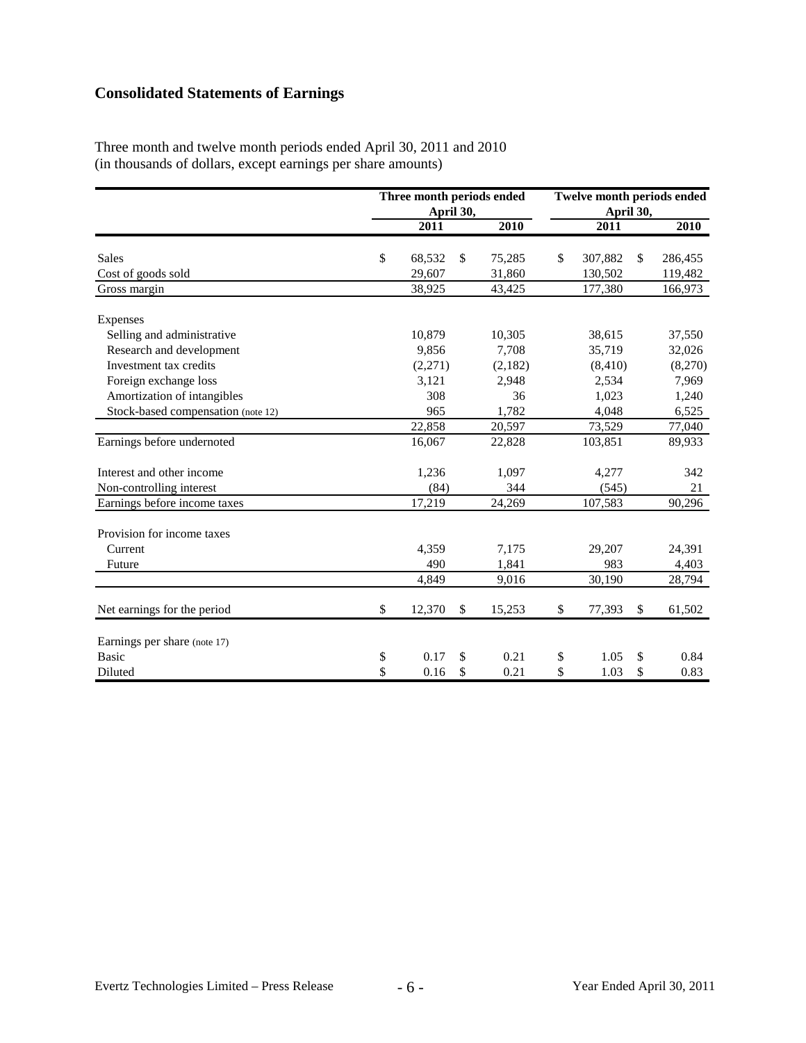# Consolidated Statements of Earnings

Three month and twelve month periods ended April 30, 2011 and 2010
(in thousands of dollars, except earnings per share amounts)

| | Three month periods ended April 30, | | Twelve month periods ended April 30, | |
|---|---|---|---|---|
| | 2011 | 2010 | 2011 | 2010 |
| Sales | $ 68,532 | $ 75,285 | $ 307,882 | $ 286,455 |
| Cost of goods sold | 29,607 | 31,860 | 130,502 | 119,482 |
| Gross margin | 38,925 | 43,425 | 177,380 | 166,973 |
| Expenses | | | | |
| Selling and administrative | 10,879 | 10,305 | 38,615 | 37,550 |
| Research and development | 9,856 | 7,708 | 35,719 | 32,026 |
| Investment tax credits | (2,271) | (2,182) | (8,410) | (8,270) |
| Foreign exchange loss | 3,121 | 2,948 | 2,534 | 7,969 |
| Amortization of intangibles | 308 | 36 | 1,023 | 1,240 |
| Stock-based compensation (note 12) | 965 | 1,782 | 4,048 | 6,525 |
| | 22,858 | 20,597 | 73,529 | 77,040 |
| Earnings before undernoted | 16,067 | 22,828 | 103,851 | 89,933 |
| Interest and other income | 1,236 | 1,097 | 4,277 | 342 |
| Non-controlling interest | (84) | 344 | (545) | 21 |
| Earnings before income taxes | 17,219 | 24,269 | 107,583 | 90,296 |
| Provision for income taxes | | | | |
| Current | 4,359 | 7,175 | 29,207 | 24,391 |
| Future | 490 | 1,841 | 983 | 4,403 |
| | 4,849 | 9,016 | 30,190 | 28,794 |
| Net earnings for the period | $ 12,370 | $ 15,253 | $ 77,393 | $ 61,502 |
| Earnings per share (note 17) | | | | |
| Basic | $ 0.17 | $ 0.21 | $ 1.05 | $ 0.84 |
| Diluted | $ 0.16 | $ 0.21 | $ 1.03 | $ 0.83 |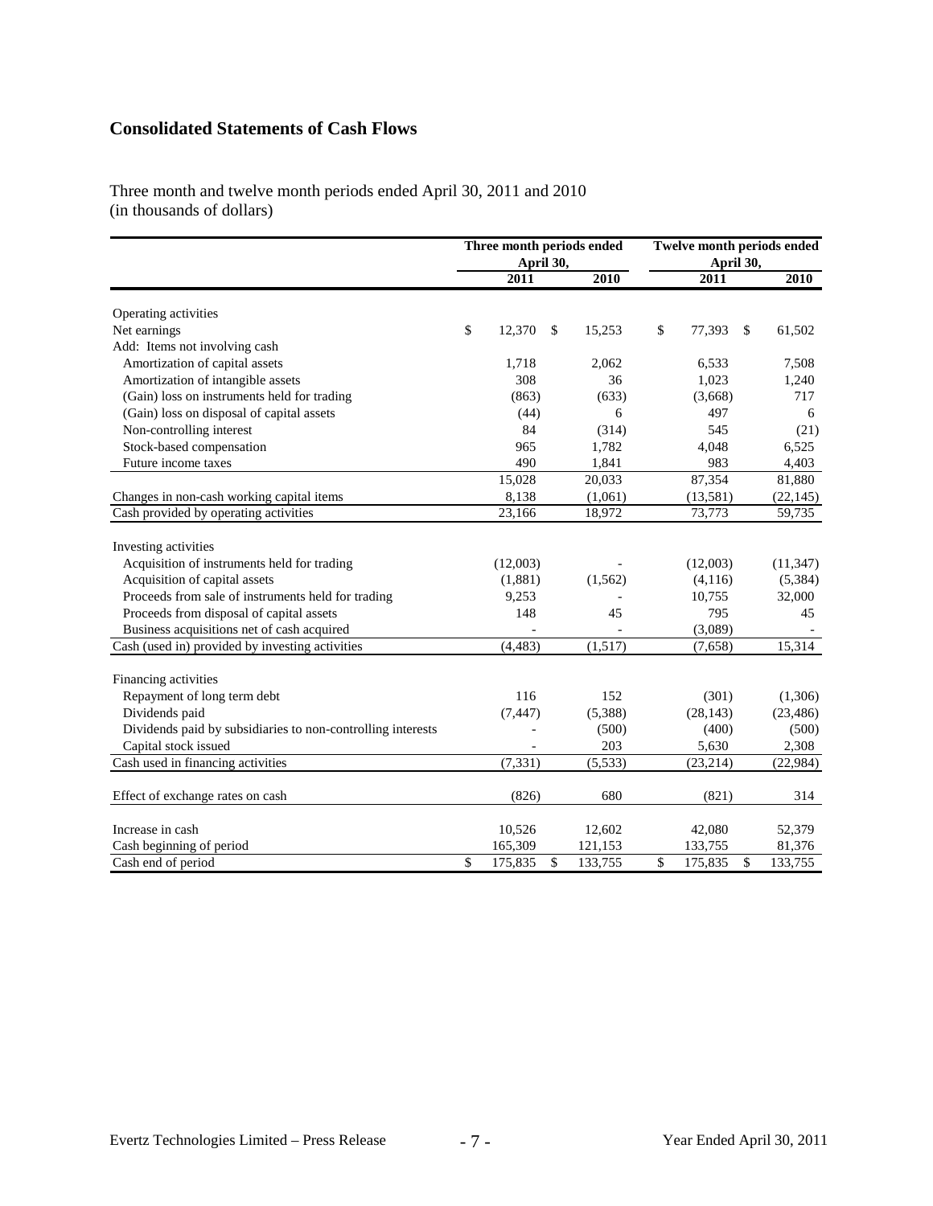## Consolidated Statements of Cash Flows

Three month and twelve month periods ended April 30, 2011 and 2010
(in thousands of dollars)

| | Three month periods ended April 30, | | Twelve month periods ended April 30, | |
|---|---|---|---|---|
| | 2011 | 2010 | 2011 | 2010 |
| Operating activities | | | | |
| Net earnings | $ 12,370 | $ 15,253 | $ 77,393 | $ 61,502 |
| Add: Items not involving cash | | | | |
| Amortization of capital assets | 1,718 | 2,062 | 6,533 | 7,508 |
| Amortization of intangible assets | 308 | 36 | 1,023 | 1,240 |
| (Gain) loss on instruments held for trading | (863) | (633) | (3,668) | 717 |
| (Gain) loss on disposal of capital assets | (44) | 6 | 497 | 6 |
| Non-controlling interest | 84 | (314) | 545 | (21) |
| Stock-based compensation | 965 | 1,782 | 4,048 | 6,525 |
| Future income taxes | 490 | 1,841 | 983 | 4,403 |
| | 15,028 | 20,033 | 87,354 | 81,880 |
| Changes in non-cash working capital items | 8,138 | (1,061) | (13,581) | (22,145) |
| Cash provided by operating activities | 23,166 | 18,972 | 73,773 | 59,735 |
| Investing activities | | | | |
| Acquisition of instruments held for trading | (12,003) | - | (12,003) | (11,347) |
| Acquisition of capital assets | (1,881) | (1,562) | (4,116) | (5,384) |
| Proceeds from sale of instruments held for trading | 9,253 | - | 10,755 | 32,000 |
| Proceeds from disposal of capital assets | 148 | 45 | 795 | 45 |
| Business acquisitions net of cash acquired | - | - | (3,089) | - |
| Cash (used in) provided by investing activities | (4,483) | (1,517) | (7,658) | 15,314 |
| Financing activities | | | | |
| Repayment of long term debt | 116 | 152 | (301) | (1,306) |
| Dividends paid | (7,447) | (5,388) | (28,143) | (23,486) |
| Dividends paid by subsidiaries to non-controlling interests | - | (500) | (400) | (500) |
| Capital stock issued | - | 203 | 5,630 | 2,308 |
| Cash used in financing activities | (7,331) | (5,533) | (23,214) | (22,984) |
| Effect of exchange rates on cash | (826) | 680 | (821) | 314 |
| Increase in cash | 10,526 | 12,602 | 42,080 | 52,379 |
| Cash beginning of period | 165,309 | 121,153 | 133,755 | 81,376 |
| Cash end of period | $ 175,835 | $ 133,755 | $ 175,835 | $ 133,755 |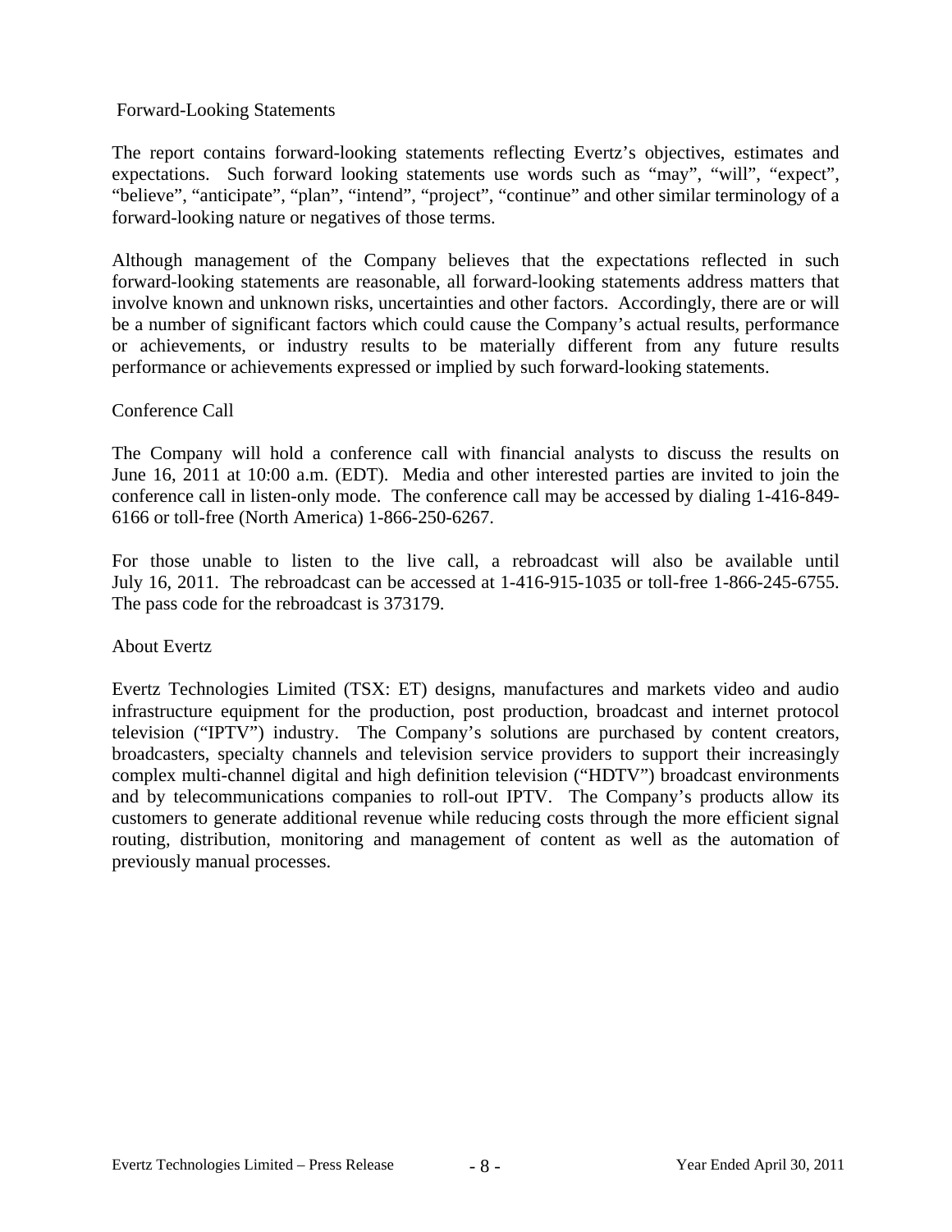## Forward-Looking Statements

The report contains forward-looking statements reflecting Evertz's objectives, estimates and expectations. Such forward looking statements use words such as "may", "will", "expect", "believe", "anticipate", "plan", "intend", "project", "continue" and other similar terminology of a forward-looking nature or negatives of those terms.

Although management of the Company believes that the expectations reflected in such forward-looking statements are reasonable, all forward-looking statements address matters that involve known and unknown risks, uncertainties and other factors. Accordingly, there are or will be a number of significant factors which could cause the Company's actual results, performance or achievements, or industry results to be materially different from any future results performance or achievements expressed or implied by such forward-looking statements.

## Conference Call

The Company will hold a conference call with financial analysts to discuss the results on June 16, 2011 at 10:00 a.m. (EDT). Media and other interested parties are invited to join the conference call in listen-only mode. The conference call may be accessed by dialing 1-416-849-6166 or toll-free (North America) 1-866-250-6267.

For those unable to listen to the live call, a rebroadcast will also be available until July 16, 2011. The rebroadcast can be accessed at 1-416-915-1035 or toll-free 1-866-245-6755. The pass code for the rebroadcast is 373179.

## About Evertz

Evertz Technologies Limited (TSX: ET) designs, manufactures and markets video and audio infrastructure equipment for the production, post production, broadcast and internet protocol television ("IPTV") industry. The Company's solutions are purchased by content creators, broadcasters, specialty channels and television service providers to support their increasingly complex multi-channel digital and high definition television ("HDTV") broadcast environments and by telecommunications companies to roll-out IPTV. The Company's products allow its customers to generate additional revenue while reducing costs through the more efficient signal routing, distribution, monitoring and management of content as well as the automation of previously manual processes.